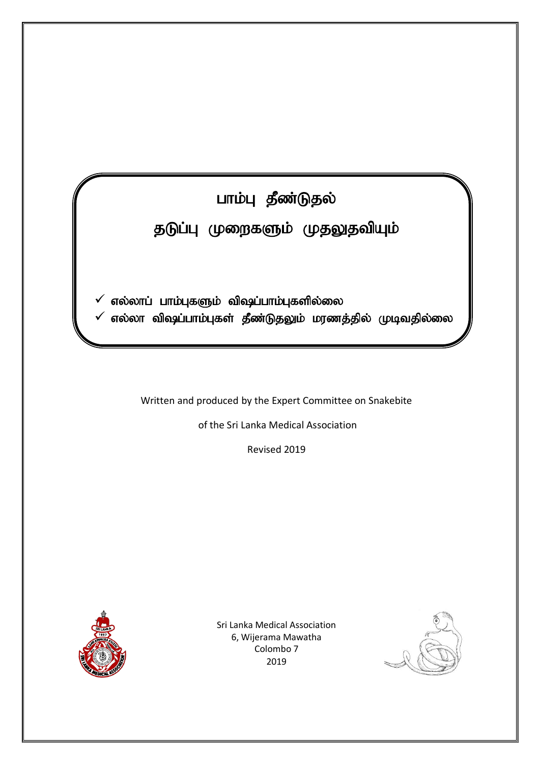# பாம்பு தீண்டுதல்

## தடுப்பு முறைகளும் முதலுதவியும்

- ✓ எல்லாப் பாம்புகளும் விஷப்பாம்புகளில்லை
- ✓ எல்லா விஷப்பாம்புகள் தீண்டுதலும் மரணத்தில் முடிவதில்லை

Written and produced by the Expert Committee on Snakebite

of the Sri Lanka Medical Association

Revised 2019

Sri Lanka Medical Association
6, Wijerama Mawatha
Colombo 7
2019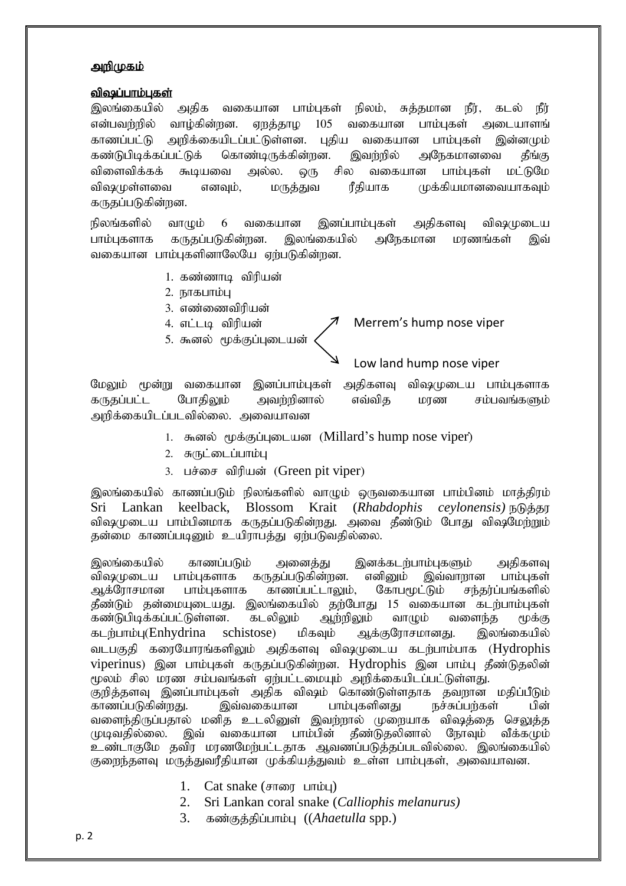**அறிமுகம்**

**விஷப்பாம்புகள்**

இலங்கையில் அதிக வகையான பாம்புகள் நிலம், சுத்தமான நீர், கடல் நீர் என்பவற்றில் வாழ்கின்றன. ஏறத்தாழ 105 வகையான பாம்புகள் அடையாளங் காணப்பட்டு அறிக்கையிடப்பட்டுள்ளன. புதிய வகையான பாம்புகள் இன்னமும் கண்டுபிடிக்கப்பட்டுக் கொண்டிருக்கின்றன. இவற்றில் அநேகமானவை தீங்கு விளைவிக்கக் கூடியவை அல்ல. ஒரு சில வகையான பாம்புகள் மட்டுமே விஷமுள்ளவை எனவும், மருத்துவ ரீதியாக முக்கியமானவையாகவும் கருதப்படுகின்றன.

நிலங்களில் வாழும் 6 வகையான இனப்பாம்புகள் அதிகளவு விஷமுடைய பாம்புகளாக கருதப்படுகின்றன. இலங்கையில் அநேகமான மரணங்கள் இவ் வகையான பாம்புகளினாலேயே ஏற்படுகின்றன.

1. கண்ணாடி விரியன்
2. நாகபாம்பு
3. எண்ணைவிரியன்
4. எட்டடி விரியன்
5. கூனல் மூக்குப்புடையன் (Merrem's hump nose viper / Low land hump nose viper)

மேலும் மூன்று வகையான இனப்பாம்புகள் அதிகளவு விஷமுடைய பாம்புகளாக கருதப்பட்ட போதிலும் அவற்றினால் எவ்வித மரண சம்பவங்களும் அறிக்கையிடப்படவில்லை. அவையாவன

1. கூனல் மூக்குப்புடையன (Millard's hump nose viper)
2. சுருட்டைப்பாம்பு
3. பச்சை விரியன் (Green pit viper)

இலங்கையில் காணப்படும் நிலங்களில் வாழும் ஒருவகையான பாம்பினம் மாத்திரம் Sri Lankan keelback, Blossom Krait (*Rhabdophis ceylonensis)* நடுத்தர விஷமுடைய பாம்பினமாக கருதப்படுகின்றது. அவை தீண்டும் போது விஷமேற்றும் தன்மை காணப்படினும் உயிராபத்து ஏற்படுவதில்லை.

இலங்கையில் காணப்படும் அனைத்து இனக்கடற்பாம்புகளும் அதிகளவு விஷமுடைய பாம்புகளாக கருதப்படுகின்றன. எனினும் இவ்வாறான பாம்புகள் ஆக்ரோசமான பாம்புகளாக காணப்பட்டாலும், கோபமூட்டும் சந்தர்ப்பங்களில் தீண்டும் தன்மையுடையது. இலங்கையில் தற்போது 15 வகையான கடற்பாம்புகள் கண்டுபிடிக்கப்பட்டுள்ளன. கடலிலும் ஆற்றிலும் வாழும் வளைந்த மூக்கு கடற்பாம்பு(Enhydrina schistose) மிகவும் ஆக்குரோசமானது. இலங்கையில் வடபகுதி கரையோரங்களிலும் அதிகளவு விஷமுடைய கடற்பாம்பாக (Hydrophis viperinus) இன பாம்புகள் கருதப்படுகின்றன. Hydrophis இன பாம்பு தீண்டுதலின் மூலம் சில மரண சம்பவங்கள் ஏற்பட்டமையும் அறிக்கையிடப்பட்டுள்ளது.
குறித்தளவு இனப்பாம்புகள் அதிக விஷம் கொண்டுள்ளதாக தவறான மதிப்பீடும் காணப்படுகின்றது. இவ்வகையான பாம்புகளினது நச்சுப்பற்கள் பின் வளைந்திருப்பதால் மனித உடலினுள் இவற்றால் முறையாக விஷத்தை செலுத்த முடிவதில்லை. இவ் வகையான பாம்பின் தீண்டுதலினால் நோவும் வீக்கமும் உண்டாகுமே தவிர மரணமேற்பட்டதாக ஆவணப்படுத்தப்படவில்லை. இலங்கையில் குறைந்தளவு மருத்துவரீதியான முக்கியத்துவம் உள்ள பாம்புகள், அவையாவன.

1. Cat snake (சாரை பாம்பு)
2. Sri Lankan coral snake (*Calliophis melanurus)*
3. கண்குத்திப்பாம்பு ((*Ahaetulla* spp.)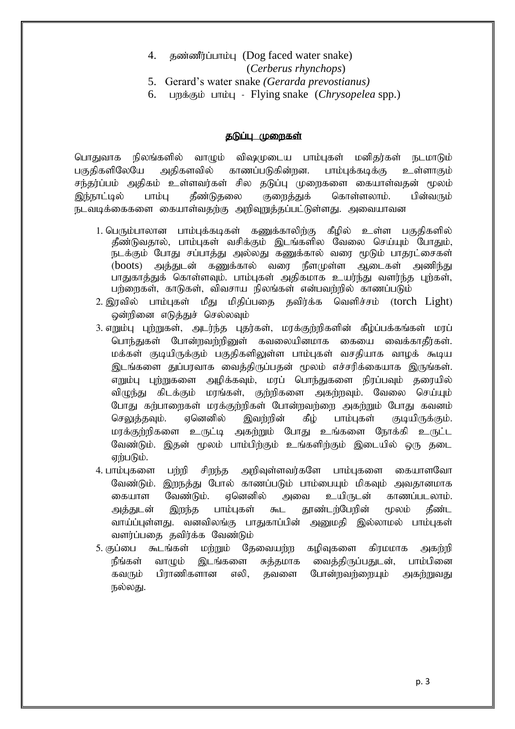4. தண்ணீர்ப்பாம்பு (Dog faced water snake) (*Cerberus rhynchops*)
5. Gerard's water snake *(Gerarda prevostianus)*
6. பறக்கும் பாம்பு - Flying snake (*Chrysopelea* spp.)

## தடுப்பு முறைகள்

பொதுவாக நிலங்களில் வாழும் விஷமுடைய பாம்புகள் மனிதர்கள் நடமாடும் பகுதிகளிலேயே அதிகளவில் காணப்படுகின்றன. பாம்புக்கடிக்கு உள்ளாகும் சந்தர்ப்பம் அதிகம் உள்ளவர்கள் சில தடுப்பு முறைகளை கையாள்வதன் மூலம் இந்நாட்டில் பாம்பு தீண்டுதலை குறைத்துக் கொள்ளலாம். பின்வரும் நடவடிக்கைகளை கையாள்வதற்கு அறிவுறுத்தப்பட்டுள்ளது. அவையாவன

1. பெரும்பாலான பாம்புக்கடிகள் கணுக்காலிற்கு கீழில் உள்ள பகுதிகளில் தீண்டுவதால், பாம்புகள் வசிக்கும் இடங்களில வேலை செய்யும் போதும், நடக்கும் போது சப்பாத்து அல்லது கணுக்கால் வரை மூடும் பாதரட்சைகள் (boots) அத்துடன் கணுக்கால் வரை நீளமுள்ள ஆடைகள் அணிந்து பாதுகாத்துக் கொள்ளவும். பாம்புகள் அதிகமாக உயர்ந்து வளர்ந்த புற்கள், பற்றைகள், காடுகள், விவசாய நிலங்கள் என்பவற்றில் காணப்படும்
2. இரவில் பாம்புகள் மீது மிதிப்பதை தவிர்க்க வெளிச்சம் (torch Light) ஒன்றினை எடுத்துச் செல்லவும்
3. எறும்பு புற்றுகள், அடர்ந்த புதர்கள், மரக்குற்றிகளின் கீழ்ப்பக்கங்கள் மரப் பொந்துகள் போன்றவற்றினுள் கவலையினமாக கையை வைக்காதீர்கள். மக்கள் குடியிருக்கும் பகுதிகளிலுள்ள பாம்புகள் வசதியாக வாழக் கூடிய இடங்களை துப்பரவாக வைத்திருப்பதன் மூலம் எச்சரிக்கையாக இருங்கள். எறும்பு புற்றுகளை அழிக்கவும், மரப் பொந்துகளை நிரப்பவும் தரையில் விழுந்து கிடக்கும் மரங்கள், குற்றிகளை அகற்றவும். வேலை செய்யும் போது கற்பாறைகள் மரக்குற்றிகள் போன்றவற்றை அகற்றும் போது கவனம் செலுத்தவும். ஏனெனில் இவற்றின் கீழ் பாம்புகள் குடியிருக்கும். மரக்குற்றிகளை உருட்டி அகற்றும் போது உங்களை நோக்கி உருட்ட வேண்டும். இதன் மூலம் பாம்பிற்கும் உங்களிற்கும் இடையில் ஒரு தடை ஏற்படும்.
4. பாம்புகளை பற்றி சிறந்த அறிவுள்ளவர்களே பாம்புகளை கையாளவோ வேண்டும். இறந்து போல் காணப்படும் பாம்பையும் மிகவும் அவதானமாக கையாள வேண்டும். ஏனெனில் அவை உயிருடன் காணப்படலாம். அத்துடன் இறந்த பாம்புகள் கூட தூண்டற்பேறின் மூலம் தீண்ட வாய்ப்புள்ளது. வனவிலங்கு பாதுகாப்பின் அனுமதி இல்லாமல் பாம்புகள் வளர்ப்பதை தவிர்க்க வேண்டும்
5. குப்பை கூடங்கள் மற்றும் தேவையற்ற கழிவுகளை கிரமமாக அகற்றி நீங்கள் வாழும் இடங்களை சுத்தமாக வைத்திருப்பதுடன், பாம்பினை கவரும் பிராணிகளான எலி, தவளை போன்றவற்றையும் அகற்றுவது நல்லது.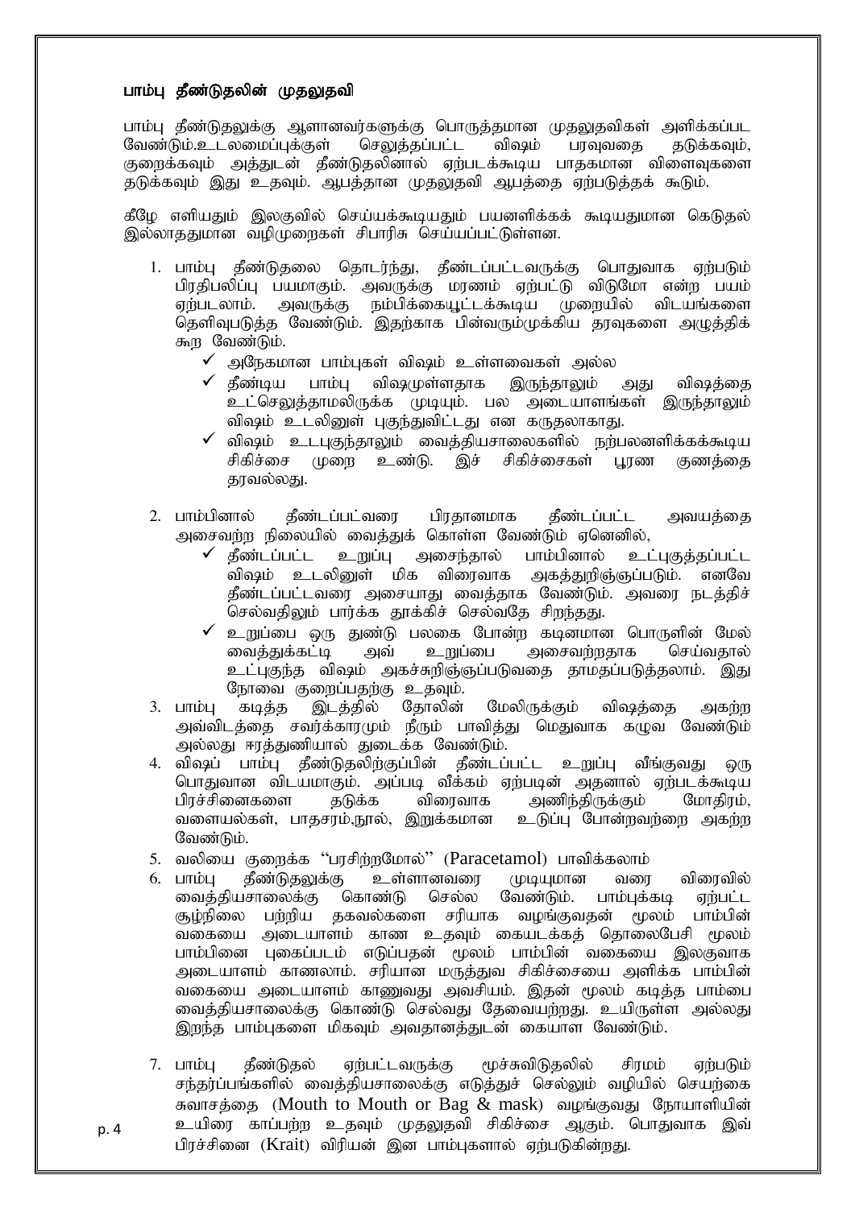**பாம்பு தீண்டுதலின் முதலுதவி**

பாம்பு தீண்டுதலுக்கு ஆளானவர்களுக்கு பொருத்தமான முதலுதவிகள் அளிக்கப்பட வேண்டும்.உடலமைப்புக்குள் செலுத்தப்பட்ட விஷம் பரவுவதை தடுக்கவும், குறைக்கவும் அத்துடன் தீண்டுதலினால் ஏற்படக்கூடிய பாதகமான விளைவுகளை தடுக்கவும் இது உதவும். ஆபத்தான முதலுதவி ஆபத்தை ஏற்படுத்தக் கூடும்.

கீழே எளியதும் இலகுவில் செய்யக்கூடியதும் பயனளிக்கக் கூடியதுமான கெடுதல் இல்லாததுமான வழிமுறைகள் சிபாரிசு செய்யப்பட்டுள்ளன.

1. பாம்பு தீண்டுதலை தொடர்ந்து, தீண்டப்பட்டவருக்கு பொதுவாக ஏற்படும் பிரதிபலிப்பு பயமாகும். அவருக்கு மரணம் ஏற்பட்டு விடுமோ என்ற பயம் ஏற்படலாம். அவருக்கு நம்பிக்கையூட்டக்கூடிய முறையில் விடயங்களை தெளிவுபடுத்த வேண்டும். இதற்காக பின்வரும்முக்கிய தரவுகளை அழுத்திக் கூற வேண்டும்.
   - ✓ அநேகமான பாம்புகள் விஷம் உள்ளவைகள் அல்ல
   - ✓ தீண்டிய பாம்பு விஷமுள்ளதாக இருந்தாலும் அது விஷத்தை உட்செலுத்தாமலிருக்க முடியும். பல அடையாளங்கள் இருந்தாலும் விஷம் உடலினுள் புகுந்துவிட்டது என கருதலாகாது.
   - ✓ விஷம் உடபுகுந்தாலும் வைத்தியசாலைகளில் நற்பலனளிக்கக்கூடிய சிகிச்சை முறை உண்டு. இச் சிகிச்சைகள் பூரண குணத்தை தரவல்லது.

2. பாம்பினால் தீண்டப்பட்டவரை பிரதானமாக தீண்டப்பட்ட அவயத்தை அசைவற்ற நிலையில் வைத்துக் கொள்ள வேண்டும் ஏனெனில்,
   - ✓ தீண்டப்பட்ட உறுப்பு அசைந்தால் பாம்பினால் உட்புகுத்தப்பட்ட விஷம் உடலினுள் மிக விரைவாக அகத்துறிஞ்சுப்படும். எனவே தீண்டப்பட்டவரை அசையாது வைத்தாக வேண்டும். அவரை நடத்திச் செல்வதிலும் பார்க்க தூக்கிச் செல்வதே சிறந்தது.
   - ✓ உறுப்பை ஒரு துண்டு பலகை போன்ற கடினமான பொருளின் மேல் வைத்துக்கட்டி அவ் உறுப்பை அசைவற்றதாக செய்வதால் உட்புகுந்த விஷம் அகச்சுறிஞ்சுப்படுவதை தாமதப்படுத்தலாம். இது நோவை குறைப்பதற்கு உதவும்.
3. பாம்பு கடித்த இடத்தில் தோலின் மேலிருக்கும் விஷத்தை அகற்ற அவ்விடத்தை சவர்க்காரமும் நீரும் பாவித்து மெதுவாக கழுவ வேண்டும் அல்லது ஈரத்துணியால் துடைக்க வேண்டும்.
4. விஷப் பாம்பு தீண்டுதலிற்குப்பின் தீண்டப்பட்ட உறுப்பு வீங்குவது ஒரு பொதுவான விடயமாகும். அப்படி வீக்கம் ஏற்படின் அதனால் ஏற்படக்கூடிய பிரச்சினைகளை தடுக்க விரைவாக அணிந்திருக்கும் மோதிரம், வளையல்கள், பாதசரம்,நூல், இறுக்கமான உடுப்பு போன்றவற்றை அகற்ற வேண்டும்.
5. வலியை குறைக்க "பரசிற்றமோல்" (Paracetamol) பாவிக்கலாம்
6. பாம்பு தீண்டுதலுக்கு உள்ளானவரை முடியுமான வரை விரைவில் வைத்தியசாலைக்கு கொண்டு செல்ல வேண்டும். பாம்புக்கடி ஏற்பட்ட சூழ்நிலை பற்றிய தகவல்களை சரியாக வழங்குவதன் மூலம் பாம்பின் வகையை அடையாளம் காண உதவும் கையடக்கத் தொலைபேசி மூலம் பாம்பினை புகைப்படம் எடுப்பதன் மூலம் பாம்பின் வகையை இலகுவாக அடையாளம் காணலாம். சரியான மருத்துவ சிகிச்சையை அளிக்க பாம்பின் வகையை அடையாளம் காணுவது அவசியம். இதன் மூலம் கடித்த பாம்பை வைத்தியசாலைக்கு கொண்டு செல்வது தேவையற்றது. உயிருள்ள அல்லது இறந்த பாம்புகளை மிகவும் அவதானத்துடன் கையாள வேண்டும்.

7. பாம்பு தீண்டுதல் ஏற்பட்டவருக்கு மூச்சுவிடுதலில் சிரமம் ஏற்படும் சந்தர்ப்பங்களில் வைத்தியசாலைக்கு எடுத்துச் செல்லும் வழியில் செயற்கை சுவாசத்தை (Mouth to Mouth or Bag & mask) வழங்குவது நோயாளியின் உயிரை காப்பற்ற உதவும் முதலுதவி சிகிச்சை ஆகும். பொதுவாக இவ் பிரச்சினை (Krait) விரியன் இன பாம்புகளால் ஏற்படுகின்றது.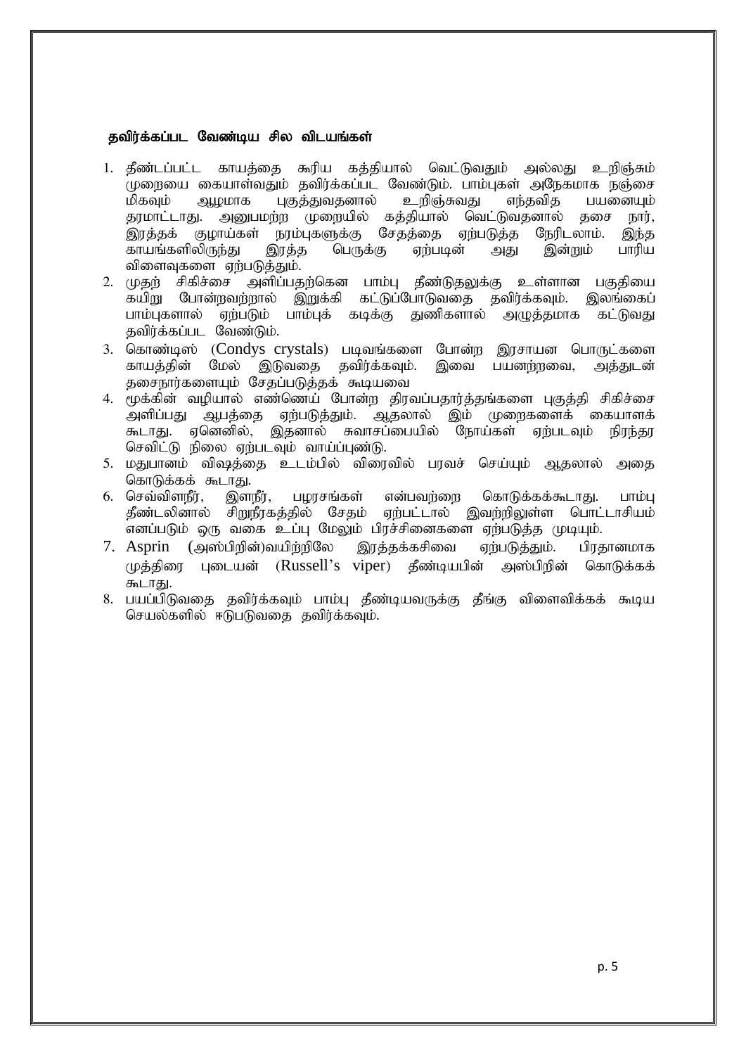## தவிர்க்கப்பட வேண்டிய சில விடயங்கள்

1. தீண்டப்பட்ட காயத்தை கூரிய கத்தியால் வெட்டுவதும் அல்லது உறிஞ்சும் முறையை கையாள்வதும் தவிர்க்கப்பட வேண்டும். பாம்புகள் அநேகமாக நஞ்சை மிகவும் ஆழமாக புகுத்துவதனால் உறிஞ்சுவது எந்தவித பயனையும் தரமாட்டாது. அனுபமற்ற முறையில் கத்தியால் வெட்டுவதனால் தசை நார், இரத்தக் குழாய்கள் நரம்புகளுக்கு சேதத்தை ஏற்படுத்த நேரிடலாம். இந்த காயங்களிலிருந்து இரத்த பெருக்கு ஏற்படின் அது இன்றும் பாரிய விளைவுகளை ஏற்படுத்தும்.
2. முதற் சிகிச்சை அளிப்பதற்கென பாம்பு தீண்டுதலுக்கு உள்ளான பகுதியை கயிறு போன்றவற்றால் இறுக்கி கட்டுப்போடுவதை தவிர்க்கவும். இலங்கைப் பாம்புகளால் ஏற்படும் பாம்புக் கடிக்கு துணிகளால் அழுத்தமாக கட்டுவது தவிர்க்கப்பட வேண்டும்.
3. கொண்டிஸ் (Condys crystals) படிவங்களை போன்ற இரசாயன பொருட்களை காயத்தின் மேல் இடுவதை தவிர்க்கவும். இவை பயனற்றவை, அத்துடன் தசைநார்களையும் சேதப்படுத்தக் கூடியவை
4. மூக்கின் வழியால் எண்ணெய் போன்ற திரவப்பதார்த்தங்களை புகுத்தி சிகிச்சை அளிப்பது ஆபத்தை ஏற்படுத்தும். ஆதலால் இம் முறைகளைக் கையாளக் கூடாது. ஏனெனில், இதனால் சுவாசப்பையில் நோய்கள் ஏற்படவும் நிரந்தர செவிட்டு நிலை ஏற்படவும் வாய்ப்புண்டு.
5. மதுபானம் விஷத்தை உடம்பில் விரைவில் பரவச் செய்யும் ஆதலால் அதை கொடுக்கக் கூடாது.
6. செவ்விளநீர், இளநீர், பழரசங்கள் என்பவற்றை கொடுக்கக்கூடாது. பாம்பு தீண்டலினால் சிறுநீரகத்தில் சேதம் ஏற்பட்டால் இவற்றிலுள்ள பொட்டாசியம் எனப்படும் ஒரு வகை உப்பு மேலும் பிரச்சினைகளை ஏற்படுத்த முடியும்.
7. Asprin (அஸ்பிறின்)வயிற்றிலே இரத்தக்கசிவை ஏற்படுத்தும். பிரதானமாக முத்திரை புடையன் (Russell's viper) தீண்டியபின் அஸ்பிறின் கொடுக்கக் கூடாது.
8. பயப்பிடுவதை தவிர்க்கவும் பாம்பு தீண்டியவருக்கு தீங்கு விளைவிக்கக் கூடிய செயல்களில் ஈடுபடுவதை தவிர்க்கவும்.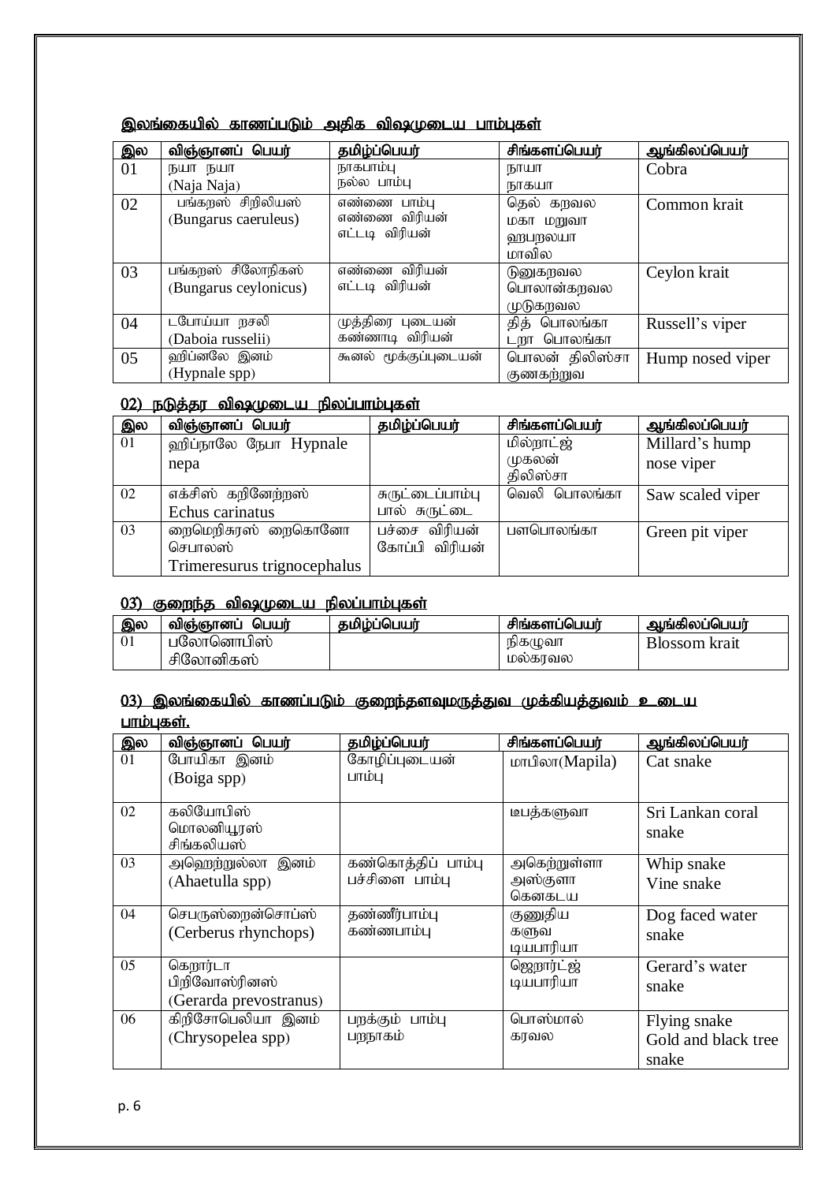## இலங்கையில் காணப்படும் அதிக விஷமுடைய பாம்புகள்

| இல | விஞ்ஞானப் பெயர் | தமிழ்ப்பெயர் | சிங்களப்பெயர் | ஆங்கிலப்பெயர் |
|---|---|---|---|---|
| 01 | நயா நயா (Naja Naja) | நாகபாம்பு நல்ல பாம்பு | நாயா நாகயா | Cobra |
| 02 | பங்கறஸ் சிறிலியஸ் (Bungarus caeruleus) | எண்ணை பாம்பு எண்ணை விரியன் எட்டடி விரியன் | தெல் கறவல மகா மறுவா ஹபறலயா மாவில | Common krait |
| 03 | பங்கறஸ் சிலோநிகஸ் (Bungarus ceylonicus) | எண்ணை விரியன் எட்டடி விரியன் | டுனுகறவல பொலான்கறவல முடுகறவல | Ceylon krait |
| 04 | டபோய்யா றசலி (Daboia russelii) | முத்திரை புடையன் கண்ணாடி விரியன் | தித் பொலங்கா டறா பொலங்கா | Russell's viper |
| 05 | ஹிப்னலே இனம் (Hypnale spp) | கூனல் மூக்குப்புடையன் | பொலன் திலிஸ்சா குணகற்றுவ | Hump nosed viper |

## 02) நடுத்தர விஷமுடைய நிலப்பாம்புகள்

| இல | விஞ்ஞானப் பெயர் | தமிழ்ப்பெயர் | சிங்களப்பெயர் | ஆங்கிலப்பெயர் |
|---|---|---|---|---|
| 01 | ஹிப்நாலே நேபா Hypnale nepa | | மில்றாட்ஜ் முகலன் திலிஸ்சா | Millard's hump nose viper |
| 02 | எக்சிஸ் கறினேற்றஸ் Echus carinatus | சுருட்டைப்பாம்பு பால் சுருட்டை | வெலி பொலங்கா | Saw scaled viper |
| 03 | றைமெறிசுரஸ் றைகொனோ செபாலஸ் Trimeresurus trignocephalus | பச்சை விரியன் கோப்பி விரியன் | பளபொலங்கா | Green pit viper |

## 03) குறைந்த விஷமுடைய நிலப்பாம்புகள்

| இல | விஞ்ஞானப் பெயர் | தமிழ்ப்பெயர் | சிங்களப்பெயர் | ஆங்கிலப்பெயர் |
|---|---|---|---|---|
| 01 | பலோனொபிஸ் சிலோனிகஸ் | | நிகழுவா மல்கரவல | Blossom krait |

## 03) இலங்கையில் காணப்படும் குறைந்தளவுமருத்துவ முக்கியத்துவம் உடைய பாம்புகள்.

| இல | விஞ்ஞானப் பெயர் | தமிழ்ப்பெயர் | சிங்களப்பெயர் | ஆங்கிலப்பெயர் |
|---|---|---|---|---|
| 01 | போயிகா இனம் (Boiga spp) | கோழிப்புடையன் பாம்பு | மாபிலா(Mapila) | Cat snake |
| 02 | கலியோபிஸ் மொலனியூரஸ் சிங்கலியஸ் | | டைபத்களுவா | Sri Lankan coral snake |
| 03 | அஹெற்றுல்லா இனம் (Ahaetulla spp) | கண்கொத்திப் பாம்பு பச்சிளை பாம்பு | அகெற்றுள்ளா அஸ்குளா கெனகடய | Whip snake Vine snake |
| 04 | செபருஸ்றைன்சொப்ஸ் (Cerberus rhynchops) | தண்ணீர்பாம்பு கண்ணபாம்பு | குணுதிய களுவ டியபாரியா | Dog faced water snake |
| 05 | கெறார்டா பிறிவோஸ்ரினஸ் (Gerarda prevostranus) | | ஜெறார்ட்ஜ் டியபாரியா | Gerard's water snake |
| 06 | கிறிசோபெலியா இனம் (Chrysopelea spp) | பறக்கும் பாம்பு பறநாகம் | பொஸ்மால் கரவல | Flying snake Gold and black tree snake |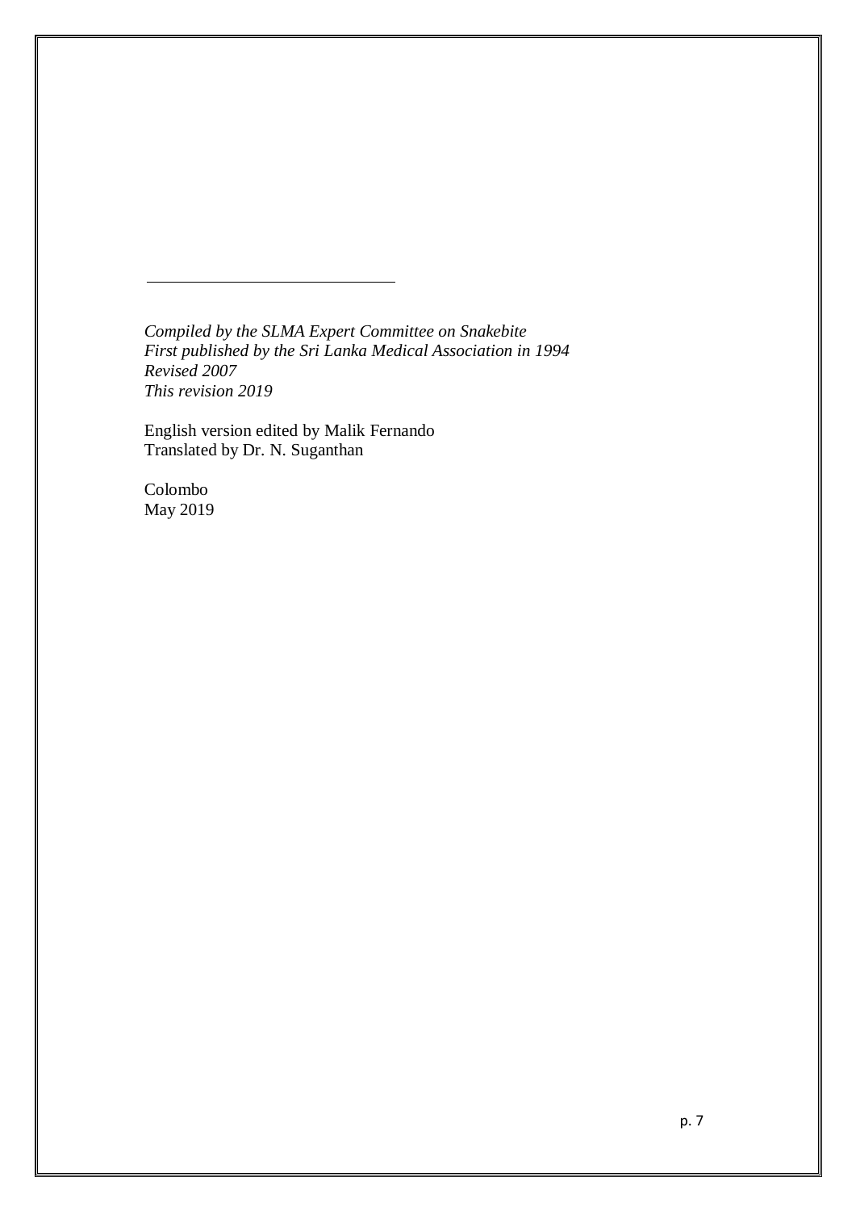---

*Compiled by the SLMA Expert Committee on Snakebite*
*First published by the Sri Lanka Medical Association in 1994*
*Revised 2007*
*This revision 2019*

English version edited by Malik Fernando
Translated by Dr. N. Suganthan

Colombo
May 2019